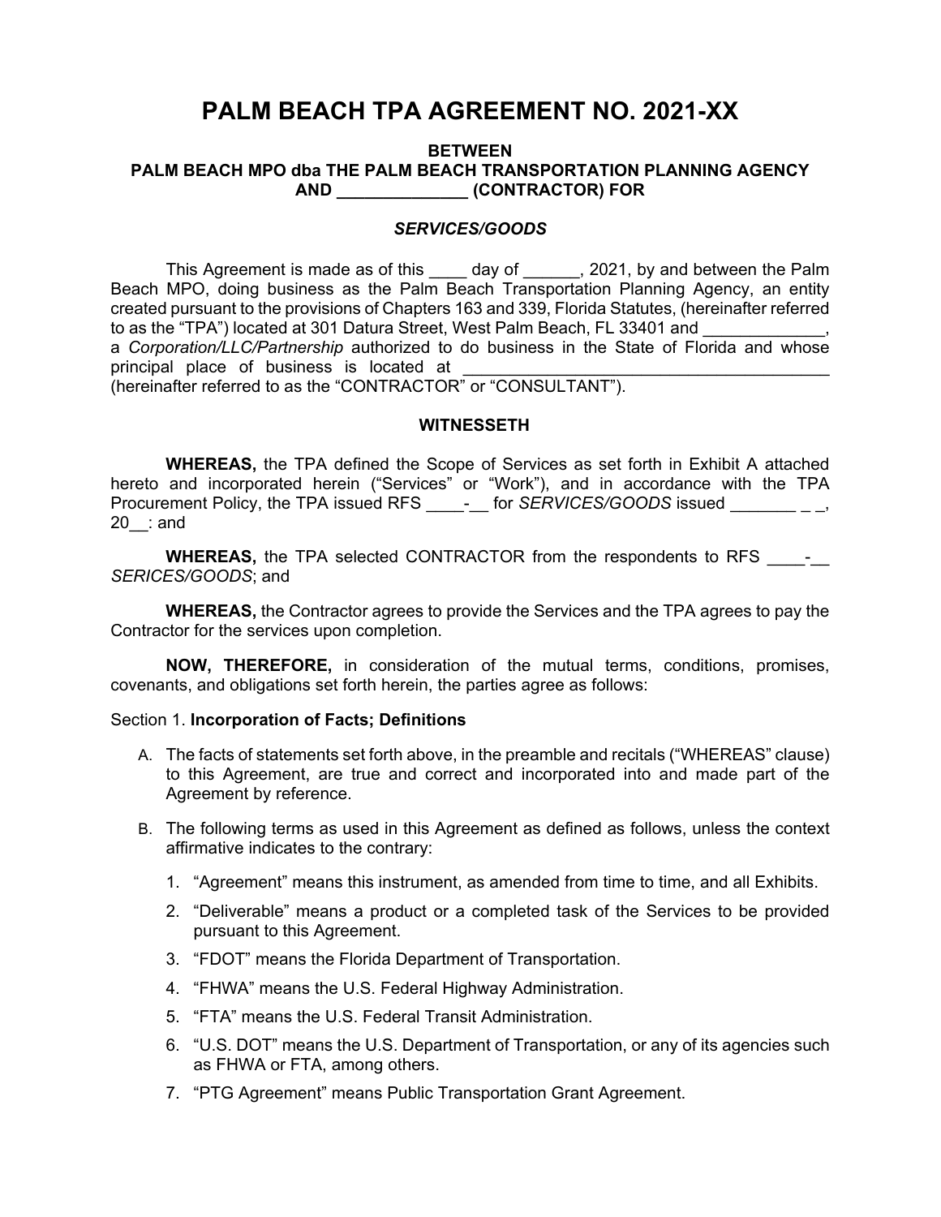# PALM BEACH TPA AGREEMENT NO. 2021-XX

**BETWEEN**
**PALM BEACH MPO dba THE PALM BEACH TRANSPORTATION PLANNING AGENCY**
**AND ______________ (CONTRACTOR) FOR**

***SERVICES/GOODS***

This Agreement is made as of this ____ day of ______, 2021, by and between the Palm Beach MPO, doing business as the Palm Beach Transportation Planning Agency, an entity created pursuant to the provisions of Chapters 163 and 339, Florida Statutes, (hereinafter referred to as the "TPA") located at 301 Datura Street, West Palm Beach, FL 33401 and _____________, a *Corporation/LLC/Partnership* authorized to do business in the State of Florida and whose principal place of business is located at ________________________________________ (hereinafter referred to as the "CONTRACTOR" or "CONSULTANT").

**WITNESSETH**

**WHEREAS,** the TPA defined the Scope of Services as set forth in Exhibit A attached hereto and incorporated herein ("Services" or "Work"), and in accordance with the TPA Procurement Policy, the TPA issued RFS ____-__ for *SERVICES/GOODS* issued _______ _ _, 20__: and

**WHEREAS,** the TPA selected CONTRACTOR from the respondents to RFS ____-__ *SERICES/GOODS*; and

**WHEREAS,** the Contractor agrees to provide the Services and the TPA agrees to pay the Contractor for the services upon completion.

**NOW, THEREFORE,** in consideration of the mutual terms, conditions, promises, covenants, and obligations set forth herein, the parties agree as follows:

Section 1. **Incorporation of Facts; Definitions**

A. The facts of statements set forth above, in the preamble and recitals ("WHEREAS" clause) to this Agreement, are true and correct and incorporated into and made part of the Agreement by reference.

B. The following terms as used in this Agreement as defined as follows, unless the context affirmative indicates to the contrary:

1. "Agreement" means this instrument, as amended from time to time, and all Exhibits.
2. "Deliverable" means a product or a completed task of the Services to be provided pursuant to this Agreement.
3. "FDOT" means the Florida Department of Transportation.
4. "FHWA" means the U.S. Federal Highway Administration.
5. "FTA" means the U.S. Federal Transit Administration.
6. "U.S. DOT" means the U.S. Department of Transportation, or any of its agencies such as FHWA or FTA, among others.
7. "PTG Agreement" means Public Transportation Grant Agreement.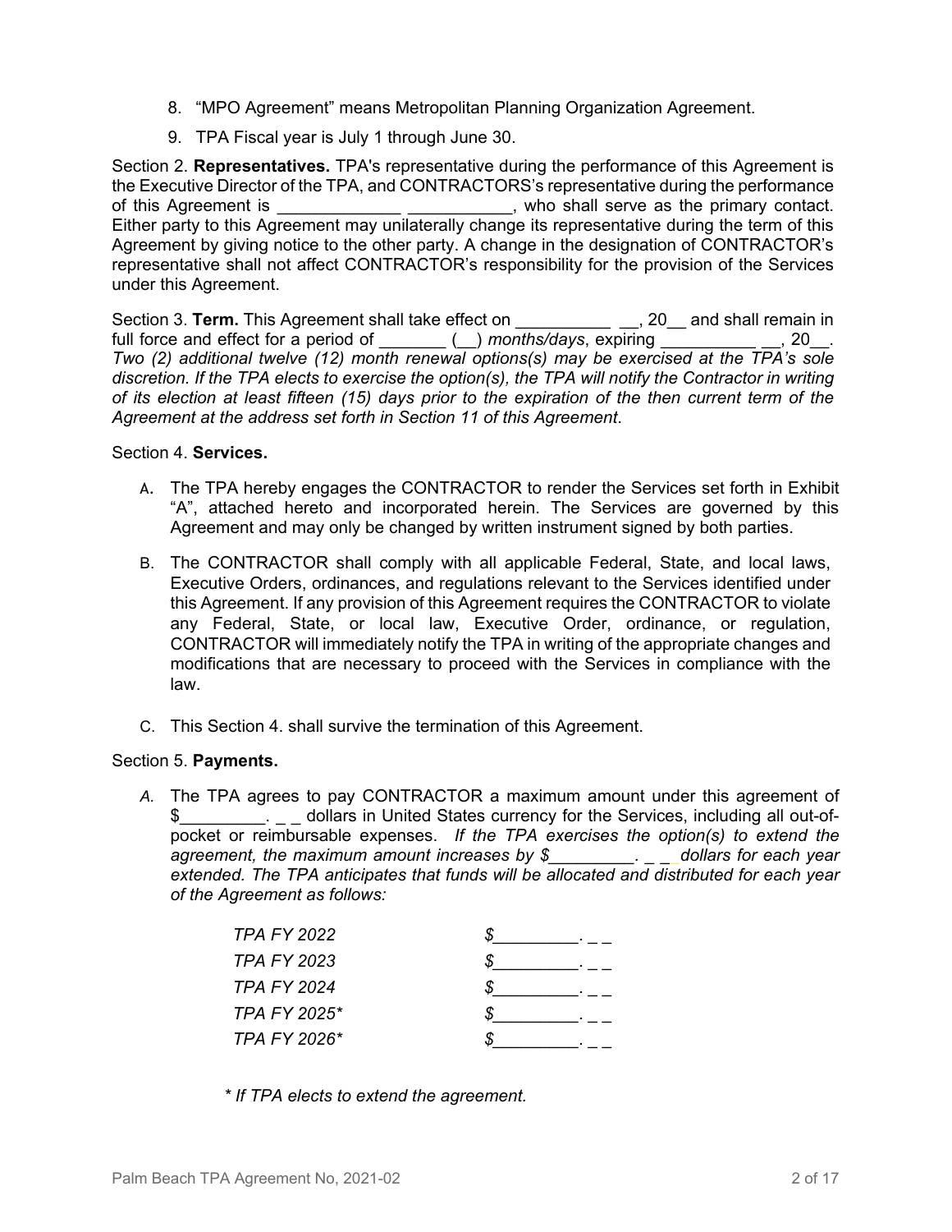8. "MPO Agreement" means Metropolitan Planning Organization Agreement.

9. TPA Fiscal year is July 1 through June 30.

Section 2. **Representatives.** TPA's representative during the performance of this Agreement is the Executive Director of the TPA, and CONTRACTORS's representative during the performance of this Agreement is _____________ ___________, who shall serve as the primary contact. Either party to this Agreement may unilaterally change its representative during the term of this Agreement by giving notice to the other party. A change in the designation of CONTRACTOR's representative shall not affect CONTRACTOR's responsibility for the provision of the Services under this Agreement.

Section 3. **Term.** This Agreement shall take effect on __________ __, 20__ and shall remain in full force and effect for a period of _______ (__) *months/days*, expiring __________ __, 20__. *Two (2) additional twelve (12) month renewal options(s) may be exercised at the TPA's sole discretion. If the TPA elects to exercise the option(s), the TPA will notify the Contractor in writing of its election at least fifteen (15) days prior to the expiration of the then current term of the Agreement at the address set forth in Section 11 of this Agreement*.

Section 4. **Services.**

A. The TPA hereby engages the CONTRACTOR to render the Services set forth in Exhibit "A", attached hereto and incorporated herein. The Services are governed by this Agreement and may only be changed by written instrument signed by both parties.

B. The CONTRACTOR shall comply with all applicable Federal, State, and local laws, Executive Orders, ordinances, and regulations relevant to the Services identified under this Agreement. If any provision of this Agreement requires the CONTRACTOR to violate any Federal, State, or local law, Executive Order, ordinance, or regulation, CONTRACTOR will immediately notify the TPA in writing of the appropriate changes and modifications that are necessary to proceed with the Services in compliance with the law.

C. This Section 4. shall survive the termination of this Agreement.

Section 5. **Payments.**

*A.* The TPA agrees to pay CONTRACTOR a maximum amount under this agreement of $_________. _ _ dollars in United States currency for the Services, including all out-of-pocket or reimbursable expenses. *If the TPA exercises the option(s) to extend the agreement, the maximum amount increases by $_________. _ _ dollars for each year extended. The TPA anticipates that funds will be allocated and distributed for each year of the Agreement as follows:*

| | |
|---|---|
| *TPA FY 2022* | *$_________. _ _* |
| *TPA FY 2023* | *$_________. _ _* |
| *TPA FY 2024* | *$_________. _ _* |
| *TPA FY 2025\** | *$_________. _ _* |
| *TPA FY 2026\** | *$_________. _ _* |

*\* If TPA elects to extend the agreement.*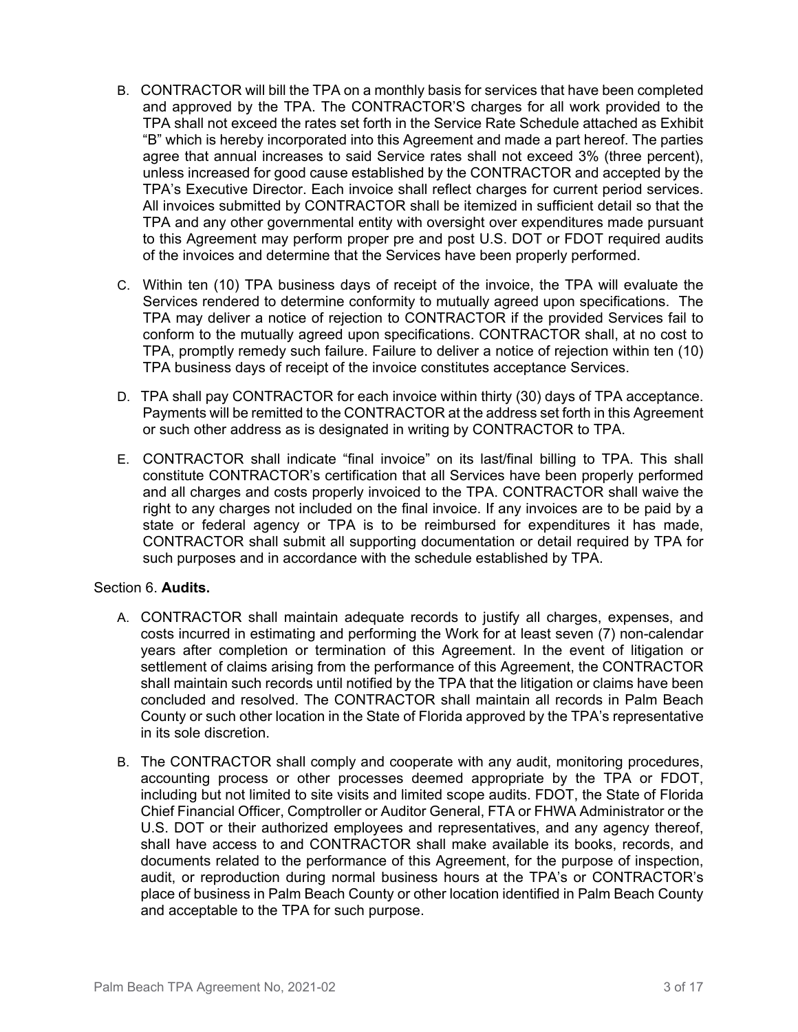B. CONTRACTOR will bill the TPA on a monthly basis for services that have been completed and approved by the TPA. The CONTRACTOR'S charges for all work provided to the TPA shall not exceed the rates set forth in the Service Rate Schedule attached as Exhibit "B" which is hereby incorporated into this Agreement and made a part hereof. The parties agree that annual increases to said Service rates shall not exceed 3% (three percent), unless increased for good cause established by the CONTRACTOR and accepted by the TPA's Executive Director. Each invoice shall reflect charges for current period services. All invoices submitted by CONTRACTOR shall be itemized in sufficient detail so that the TPA and any other governmental entity with oversight over expenditures made pursuant to this Agreement may perform proper pre and post U.S. DOT or FDOT required audits of the invoices and determine that the Services have been properly performed.

C. Within ten (10) TPA business days of receipt of the invoice, the TPA will evaluate the Services rendered to determine conformity to mutually agreed upon specifications. The TPA may deliver a notice of rejection to CONTRACTOR if the provided Services fail to conform to the mutually agreed upon specifications. CONTRACTOR shall, at no cost to TPA, promptly remedy such failure. Failure to deliver a notice of rejection within ten (10) TPA business days of receipt of the invoice constitutes acceptance Services.

D. TPA shall pay CONTRACTOR for each invoice within thirty (30) days of TPA acceptance. Payments will be remitted to the CONTRACTOR at the address set forth in this Agreement or such other address as is designated in writing by CONTRACTOR to TPA.

E. CONTRACTOR shall indicate "final invoice" on its last/final billing to TPA. This shall constitute CONTRACTOR's certification that all Services have been properly performed and all charges and costs properly invoiced to the TPA. CONTRACTOR shall waive the right to any charges not included on the final invoice. If any invoices are to be paid by a state or federal agency or TPA is to be reimbursed for expenditures it has made, CONTRACTOR shall submit all supporting documentation or detail required by TPA for such purposes and in accordance with the schedule established by TPA.

Section 6. **Audits.**

A. CONTRACTOR shall maintain adequate records to justify all charges, expenses, and costs incurred in estimating and performing the Work for at least seven (7) non-calendar years after completion or termination of this Agreement. In the event of litigation or settlement of claims arising from the performance of this Agreement, the CONTRACTOR shall maintain such records until notified by the TPA that the litigation or claims have been concluded and resolved. The CONTRACTOR shall maintain all records in Palm Beach County or such other location in the State of Florida approved by the TPA's representative in its sole discretion.

B. The CONTRACTOR shall comply and cooperate with any audit, monitoring procedures, accounting process or other processes deemed appropriate by the TPA or FDOT, including but not limited to site visits and limited scope audits. FDOT, the State of Florida Chief Financial Officer, Comptroller or Auditor General, FTA or FHWA Administrator or the U.S. DOT or their authorized employees and representatives, and any agency thereof, shall have access to and CONTRACTOR shall make available its books, records, and documents related to the performance of this Agreement, for the purpose of inspection, audit, or reproduction during normal business hours at the TPA's or CONTRACTOR's place of business in Palm Beach County or other location identified in Palm Beach County and acceptable to the TPA for such purpose.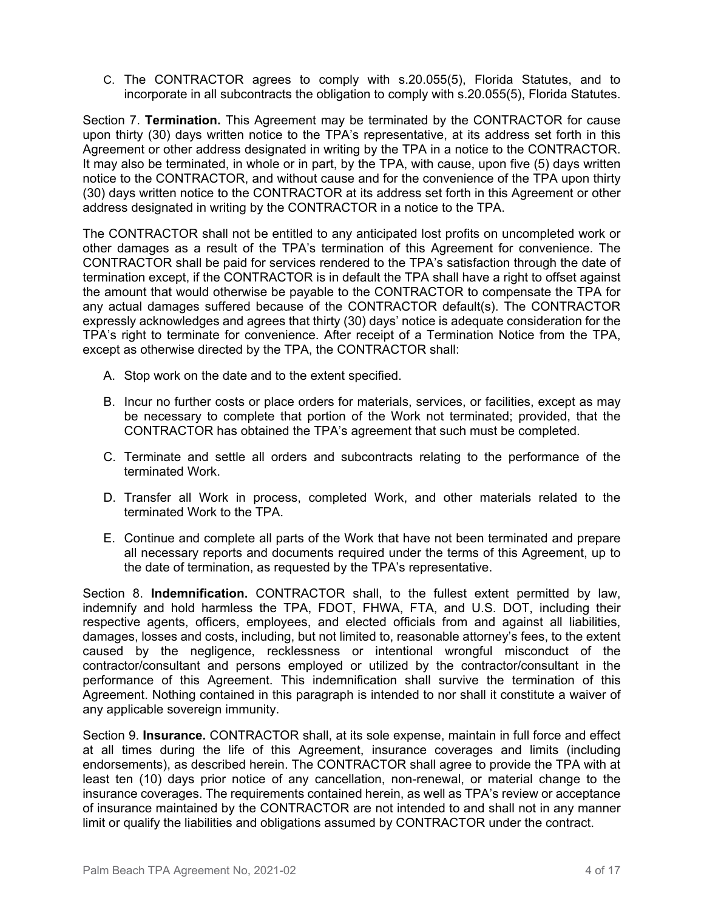C. The CONTRACTOR agrees to comply with s.20.055(5), Florida Statutes, and to incorporate in all subcontracts the obligation to comply with s.20.055(5), Florida Statutes.

Section 7. **Termination.** This Agreement may be terminated by the CONTRACTOR for cause upon thirty (30) days written notice to the TPA's representative, at its address set forth in this Agreement or other address designated in writing by the TPA in a notice to the CONTRACTOR. It may also be terminated, in whole or in part, by the TPA, with cause, upon five (5) days written notice to the CONTRACTOR, and without cause and for the convenience of the TPA upon thirty (30) days written notice to the CONTRACTOR at its address set forth in this Agreement or other address designated in writing by the CONTRACTOR in a notice to the TPA.

The CONTRACTOR shall not be entitled to any anticipated lost profits on uncompleted work or other damages as a result of the TPA's termination of this Agreement for convenience. The CONTRACTOR shall be paid for services rendered to the TPA's satisfaction through the date of termination except, if the CONTRACTOR is in default the TPA shall have a right to offset against the amount that would otherwise be payable to the CONTRACTOR to compensate the TPA for any actual damages suffered because of the CONTRACTOR default(s). The CONTRACTOR expressly acknowledges and agrees that thirty (30) days' notice is adequate consideration for the TPA's right to terminate for convenience. After receipt of a Termination Notice from the TPA, except as otherwise directed by the TPA, the CONTRACTOR shall:

A. Stop work on the date and to the extent specified.

B. Incur no further costs or place orders for materials, services, or facilities, except as may be necessary to complete that portion of the Work not terminated; provided, that the CONTRACTOR has obtained the TPA's agreement that such must be completed.

C. Terminate and settle all orders and subcontracts relating to the performance of the terminated Work.

D. Transfer all Work in process, completed Work, and other materials related to the terminated Work to the TPA.

E. Continue and complete all parts of the Work that have not been terminated and prepare all necessary reports and documents required under the terms of this Agreement, up to the date of termination, as requested by the TPA's representative.

Section 8. **Indemnification.** CONTRACTOR shall, to the fullest extent permitted by law, indemnify and hold harmless the TPA, FDOT, FHWA, FTA, and U.S. DOT, including their respective agents, officers, employees, and elected officials from and against all liabilities, damages, losses and costs, including, but not limited to, reasonable attorney's fees, to the extent caused by the negligence, recklessness or intentional wrongful misconduct of the contractor/consultant and persons employed or utilized by the contractor/consultant in the performance of this Agreement. This indemnification shall survive the termination of this Agreement. Nothing contained in this paragraph is intended to nor shall it constitute a waiver of any applicable sovereign immunity.

Section 9. **Insurance.** CONTRACTOR shall, at its sole expense, maintain in full force and effect at all times during the life of this Agreement, insurance coverages and limits (including endorsements), as described herein. The CONTRACTOR shall agree to provide the TPA with at least ten (10) days prior notice of any cancellation, non-renewal, or material change to the insurance coverages. The requirements contained herein, as well as TPA's review or acceptance of insurance maintained by the CONTRACTOR are not intended to and shall not in any manner limit or qualify the liabilities and obligations assumed by CONTRACTOR under the contract.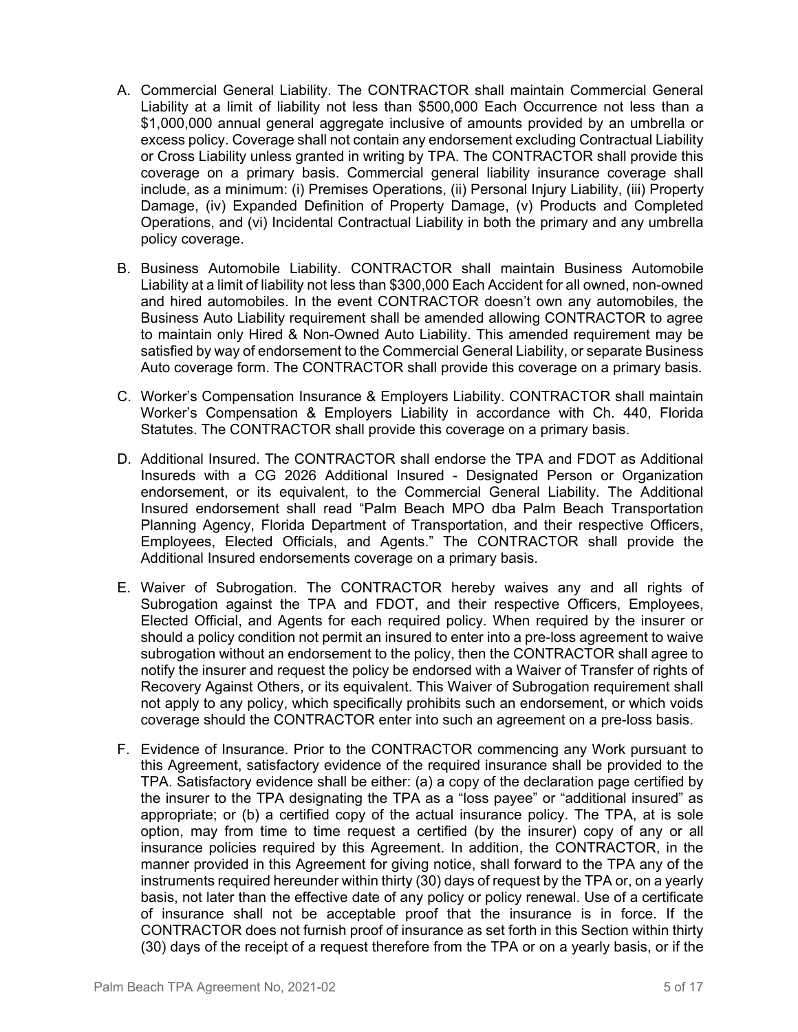A. Commercial General Liability. The CONTRACTOR shall maintain Commercial General Liability at a limit of liability not less than $500,000 Each Occurrence not less than a $1,000,000 annual general aggregate inclusive of amounts provided by an umbrella or excess policy. Coverage shall not contain any endorsement excluding Contractual Liability or Cross Liability unless granted in writing by TPA. The CONTRACTOR shall provide this coverage on a primary basis. Commercial general liability insurance coverage shall include, as a minimum: (i) Premises Operations, (ii) Personal Injury Liability, (iii) Property Damage, (iv) Expanded Definition of Property Damage, (v) Products and Completed Operations, and (vi) Incidental Contractual Liability in both the primary and any umbrella policy coverage.

B. Business Automobile Liability. CONTRACTOR shall maintain Business Automobile Liability at a limit of liability not less than $300,000 Each Accident for all owned, non-owned and hired automobiles. In the event CONTRACTOR doesn't own any automobiles, the Business Auto Liability requirement shall be amended allowing CONTRACTOR to agree to maintain only Hired & Non-Owned Auto Liability. This amended requirement may be satisfied by way of endorsement to the Commercial General Liability, or separate Business Auto coverage form. The CONTRACTOR shall provide this coverage on a primary basis.

C. Worker's Compensation Insurance & Employers Liability. CONTRACTOR shall maintain Worker's Compensation & Employers Liability in accordance with Ch. 440, Florida Statutes. The CONTRACTOR shall provide this coverage on a primary basis.

D. Additional Insured. The CONTRACTOR shall endorse the TPA and FDOT as Additional Insureds with a CG 2026 Additional Insured - Designated Person or Organization endorsement, or its equivalent, to the Commercial General Liability. The Additional Insured endorsement shall read "Palm Beach MPO dba Palm Beach Transportation Planning Agency, Florida Department of Transportation, and their respective Officers, Employees, Elected Officials, and Agents." The CONTRACTOR shall provide the Additional Insured endorsements coverage on a primary basis.

E. Waiver of Subrogation. The CONTRACTOR hereby waives any and all rights of Subrogation against the TPA and FDOT, and their respective Officers, Employees, Elected Official, and Agents for each required policy. When required by the insurer or should a policy condition not permit an insured to enter into a pre-loss agreement to waive subrogation without an endorsement to the policy, then the CONTRACTOR shall agree to notify the insurer and request the policy be endorsed with a Waiver of Transfer of rights of Recovery Against Others, or its equivalent. This Waiver of Subrogation requirement shall not apply to any policy, which specifically prohibits such an endorsement, or which voids coverage should the CONTRACTOR enter into such an agreement on a pre-loss basis.

F. Evidence of Insurance. Prior to the CONTRACTOR commencing any Work pursuant to this Agreement, satisfactory evidence of the required insurance shall be provided to the TPA. Satisfactory evidence shall be either: (a) a copy of the declaration page certified by the insurer to the TPA designating the TPA as a "loss payee" or "additional insured" as appropriate; or (b) a certified copy of the actual insurance policy. The TPA, at is sole option, may from time to time request a certified (by the insurer) copy of any or all insurance policies required by this Agreement. In addition, the CONTRACTOR, in the manner provided in this Agreement for giving notice, shall forward to the TPA any of the instruments required hereunder within thirty (30) days of request by the TPA or, on a yearly basis, not later than the effective date of any policy or policy renewal. Use of a certificate of insurance shall not be acceptable proof that the insurance is in force. If the CONTRACTOR does not furnish proof of insurance as set forth in this Section within thirty (30) days of the receipt of a request therefore from the TPA or on a yearly basis, or if the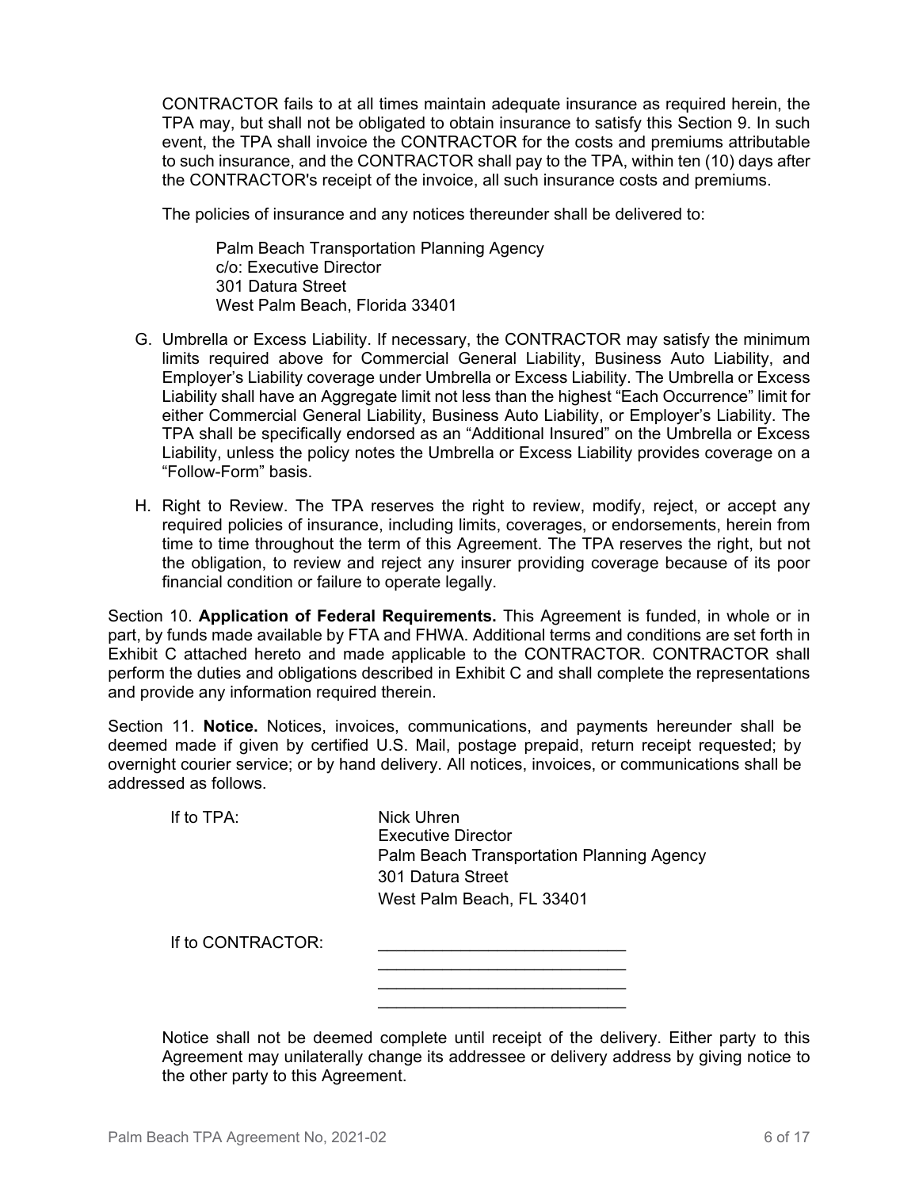CONTRACTOR fails to at all times maintain adequate insurance as required herein, the TPA may, but shall not be obligated to obtain insurance to satisfy this Section 9. In such event, the TPA shall invoice the CONTRACTOR for the costs and premiums attributable to such insurance, and the CONTRACTOR shall pay to the TPA, within ten (10) days after the CONTRACTOR's receipt of the invoice, all such insurance costs and premiums.

The policies of insurance and any notices thereunder shall be delivered to:

Palm Beach Transportation Planning Agency  
c/o: Executive Director  
301 Datura Street  
West Palm Beach, Florida 33401

G. Umbrella or Excess Liability. If necessary, the CONTRACTOR may satisfy the minimum limits required above for Commercial General Liability, Business Auto Liability, and Employer's Liability coverage under Umbrella or Excess Liability. The Umbrella or Excess Liability shall have an Aggregate limit not less than the highest "Each Occurrence" limit for either Commercial General Liability, Business Auto Liability, or Employer's Liability. The TPA shall be specifically endorsed as an "Additional Insured" on the Umbrella or Excess Liability, unless the policy notes the Umbrella or Excess Liability provides coverage on a "Follow-Form" basis.

H. Right to Review. The TPA reserves the right to review, modify, reject, or accept any required policies of insurance, including limits, coverages, or endorsements, herein from time to time throughout the term of this Agreement. The TPA reserves the right, but not the obligation, to review and reject any insurer providing coverage because of its poor financial condition or failure to operate legally.

Section 10. **Application of Federal Requirements.** This Agreement is funded, in whole or in part, by funds made available by FTA and FHWA. Additional terms and conditions are set forth in Exhibit C attached hereto and made applicable to the CONTRACTOR. CONTRACTOR shall perform the duties and obligations described in Exhibit C and shall complete the representations and provide any information required therein.

Section 11. **Notice.** Notices, invoices, communications, and payments hereunder shall be deemed made if given by certified U.S. Mail, postage prepaid, return receipt requested; by overnight courier service; or by hand delivery. All notices, invoices, or communications shall be addressed as follows.

If to TPA:

Nick Uhren  
Executive Director  
Palm Beach Transportation Planning Agency  
301 Datura Street  
West Palm Beach, FL 33401

If to CONTRACTOR:

___________________________  
___________________________  
___________________________  
___________________________

Notice shall not be deemed complete until receipt of the delivery. Either party to this Agreement may unilaterally change its addressee or delivery address by giving notice to the other party to this Agreement.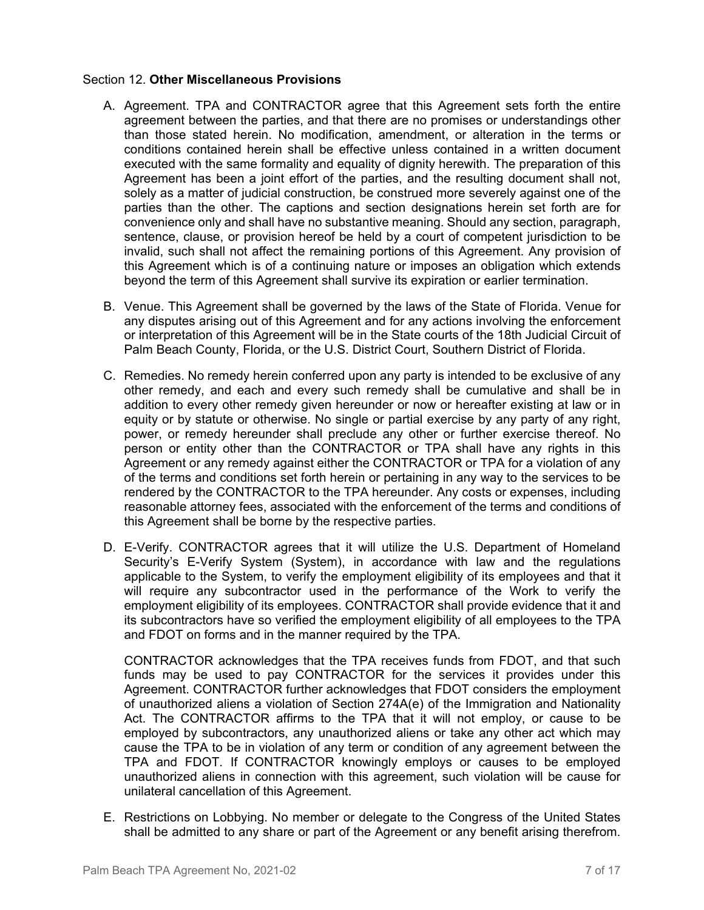Section 12. **Other Miscellaneous Provisions**

A. Agreement. TPA and CONTRACTOR agree that this Agreement sets forth the entire agreement between the parties, and that there are no promises or understandings other than those stated herein. No modification, amendment, or alteration in the terms or conditions contained herein shall be effective unless contained in a written document executed with the same formality and equality of dignity herewith. The preparation of this Agreement has been a joint effort of the parties, and the resulting document shall not, solely as a matter of judicial construction, be construed more severely against one of the parties than the other. The captions and section designations herein set forth are for convenience only and shall have no substantive meaning. Should any section, paragraph, sentence, clause, or provision hereof be held by a court of competent jurisdiction to be invalid, such shall not affect the remaining portions of this Agreement. Any provision of this Agreement which is of a continuing nature or imposes an obligation which extends beyond the term of this Agreement shall survive its expiration or earlier termination.

B. Venue. This Agreement shall be governed by the laws of the State of Florida. Venue for any disputes arising out of this Agreement and for any actions involving the enforcement or interpretation of this Agreement will be in the State courts of the 18th Judicial Circuit of Palm Beach County, Florida, or the U.S. District Court, Southern District of Florida.

C. Remedies. No remedy herein conferred upon any party is intended to be exclusive of any other remedy, and each and every such remedy shall be cumulative and shall be in addition to every other remedy given hereunder or now or hereafter existing at law or in equity or by statute or otherwise. No single or partial exercise by any party of any right, power, or remedy hereunder shall preclude any other or further exercise thereof. No person or entity other than the CONTRACTOR or TPA shall have any rights in this Agreement or any remedy against either the CONTRACTOR or TPA for a violation of any of the terms and conditions set forth herein or pertaining in any way to the services to be rendered by the CONTRACTOR to the TPA hereunder. Any costs or expenses, including reasonable attorney fees, associated with the enforcement of the terms and conditions of this Agreement shall be borne by the respective parties.

D. E-Verify. CONTRACTOR agrees that it will utilize the U.S. Department of Homeland Security's E-Verify System (System), in accordance with law and the regulations applicable to the System, to verify the employment eligibility of its employees and that it will require any subcontractor used in the performance of the Work to verify the employment eligibility of its employees. CONTRACTOR shall provide evidence that it and its subcontractors have so verified the employment eligibility of all employees to the TPA and FDOT on forms and in the manner required by the TPA.

   CONTRACTOR acknowledges that the TPA receives funds from FDOT, and that such funds may be used to pay CONTRACTOR for the services it provides under this Agreement. CONTRACTOR further acknowledges that FDOT considers the employment of unauthorized aliens a violation of Section 274A(e) of the Immigration and Nationality Act. The CONTRACTOR affirms to the TPA that it will not employ, or cause to be employed by subcontractors, any unauthorized aliens or take any other act which may cause the TPA to be in violation of any term or condition of any agreement between the TPA and FDOT. If CONTRACTOR knowingly employs or causes to be employed unauthorized aliens in connection with this agreement, such violation will be cause for unilateral cancellation of this Agreement.

E. Restrictions on Lobbying. No member or delegate to the Congress of the United States shall be admitted to any share or part of the Agreement or any benefit arising therefrom.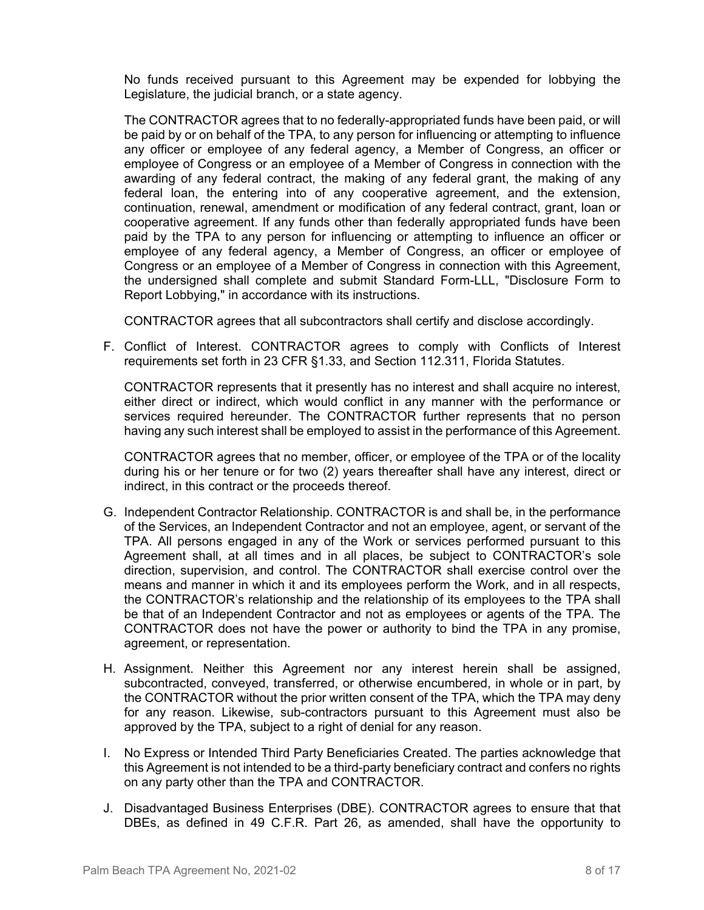No funds received pursuant to this Agreement may be expended for lobbying the Legislature, the judicial branch, or a state agency.

The CONTRACTOR agrees that to no federally-appropriated funds have been paid, or will be paid by or on behalf of the TPA, to any person for influencing or attempting to influence any officer or employee of any federal agency, a Member of Congress, an officer or employee of Congress or an employee of a Member of Congress in connection with the awarding of any federal contract, the making of any federal grant, the making of any federal loan, the entering into of any cooperative agreement, and the extension, continuation, renewal, amendment or modification of any federal contract, grant, loan or cooperative agreement. If any funds other than federally appropriated funds have been paid by the TPA to any person for influencing or attempting to influence an officer or employee of any federal agency, a Member of Congress, an officer or employee of Congress or an employee of a Member of Congress in connection with this Agreement, the undersigned shall complete and submit Standard Form-LLL, "Disclosure Form to Report Lobbying," in accordance with its instructions.

CONTRACTOR agrees that all subcontractors shall certify and disclose accordingly.

F. Conflict of Interest. CONTRACTOR agrees to comply with Conflicts of Interest requirements set forth in 23 CFR §1.33, and Section 112.311, Florida Statutes.

   CONTRACTOR represents that it presently has no interest and shall acquire no interest, either direct or indirect, which would conflict in any manner with the performance or services required hereunder. The CONTRACTOR further represents that no person having any such interest shall be employed to assist in the performance of this Agreement.

   CONTRACTOR agrees that no member, officer, or employee of the TPA or of the locality during his or her tenure or for two (2) years thereafter shall have any interest, direct or indirect, in this contract or the proceeds thereof.

G. Independent Contractor Relationship. CONTRACTOR is and shall be, in the performance of the Services, an Independent Contractor and not an employee, agent, or servant of the TPA. All persons engaged in any of the Work or services performed pursuant to this Agreement shall, at all times and in all places, be subject to CONTRACTOR's sole direction, supervision, and control. The CONTRACTOR shall exercise control over the means and manner in which it and its employees perform the Work, and in all respects, the CONTRACTOR's relationship and the relationship of its employees to the TPA shall be that of an Independent Contractor and not as employees or agents of the TPA. The CONTRACTOR does not have the power or authority to bind the TPA in any promise, agreement, or representation.

H. Assignment. Neither this Agreement nor any interest herein shall be assigned, subcontracted, conveyed, transferred, or otherwise encumbered, in whole or in part, by the CONTRACTOR without the prior written consent of the TPA, which the TPA may deny for any reason. Likewise, sub-contractors pursuant to this Agreement must also be approved by the TPA, subject to a right of denial for any reason.

I. No Express or Intended Third Party Beneficiaries Created. The parties acknowledge that this Agreement is not intended to be a third-party beneficiary contract and confers no rights on any party other than the TPA and CONTRACTOR.

J. Disadvantaged Business Enterprises (DBE). CONTRACTOR agrees to ensure that that DBEs, as defined in 49 C.F.R. Part 26, as amended, shall have the opportunity to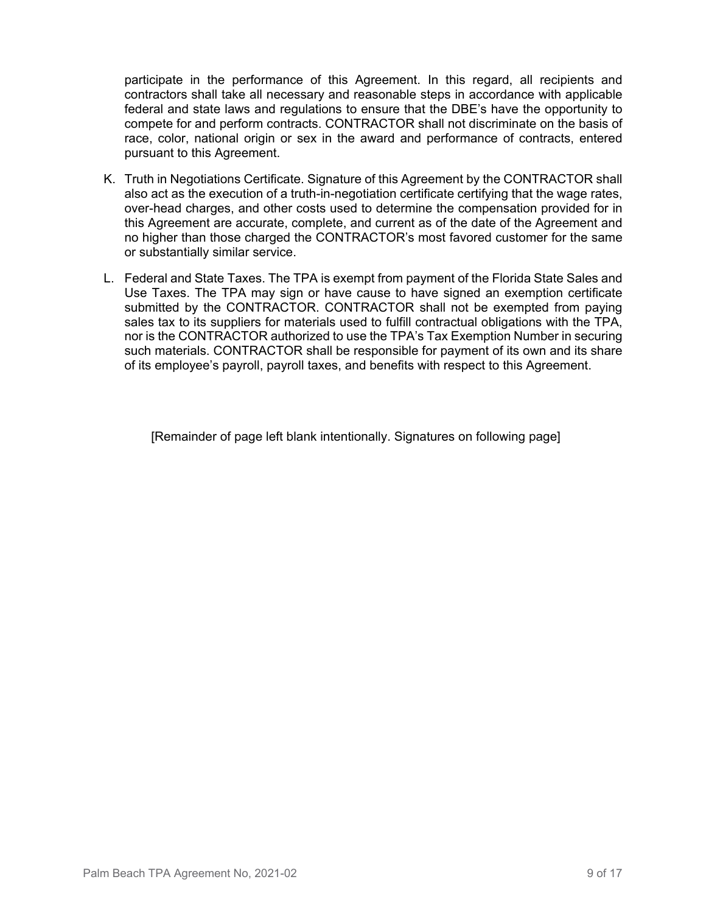participate in the performance of this Agreement. In this regard, all recipients and contractors shall take all necessary and reasonable steps in accordance with applicable federal and state laws and regulations to ensure that the DBE's have the opportunity to compete for and perform contracts. CONTRACTOR shall not discriminate on the basis of race, color, national origin or sex in the award and performance of contracts, entered pursuant to this Agreement.

K. Truth in Negotiations Certificate. Signature of this Agreement by the CONTRACTOR shall also act as the execution of a truth-in-negotiation certificate certifying that the wage rates, over-head charges, and other costs used to determine the compensation provided for in this Agreement are accurate, complete, and current as of the date of the Agreement and no higher than those charged the CONTRACTOR's most favored customer for the same or substantially similar service.

L. Federal and State Taxes. The TPA is exempt from payment of the Florida State Sales and Use Taxes. The TPA may sign or have cause to have signed an exemption certificate submitted by the CONTRACTOR. CONTRACTOR shall not be exempted from paying sales tax to its suppliers for materials used to fulfill contractual obligations with the TPA, nor is the CONTRACTOR authorized to use the TPA's Tax Exemption Number in securing such materials. CONTRACTOR shall be responsible for payment of its own and its share of its employee's payroll, payroll taxes, and benefits with respect to this Agreement.

[Remainder of page left blank intentionally. Signatures on following page]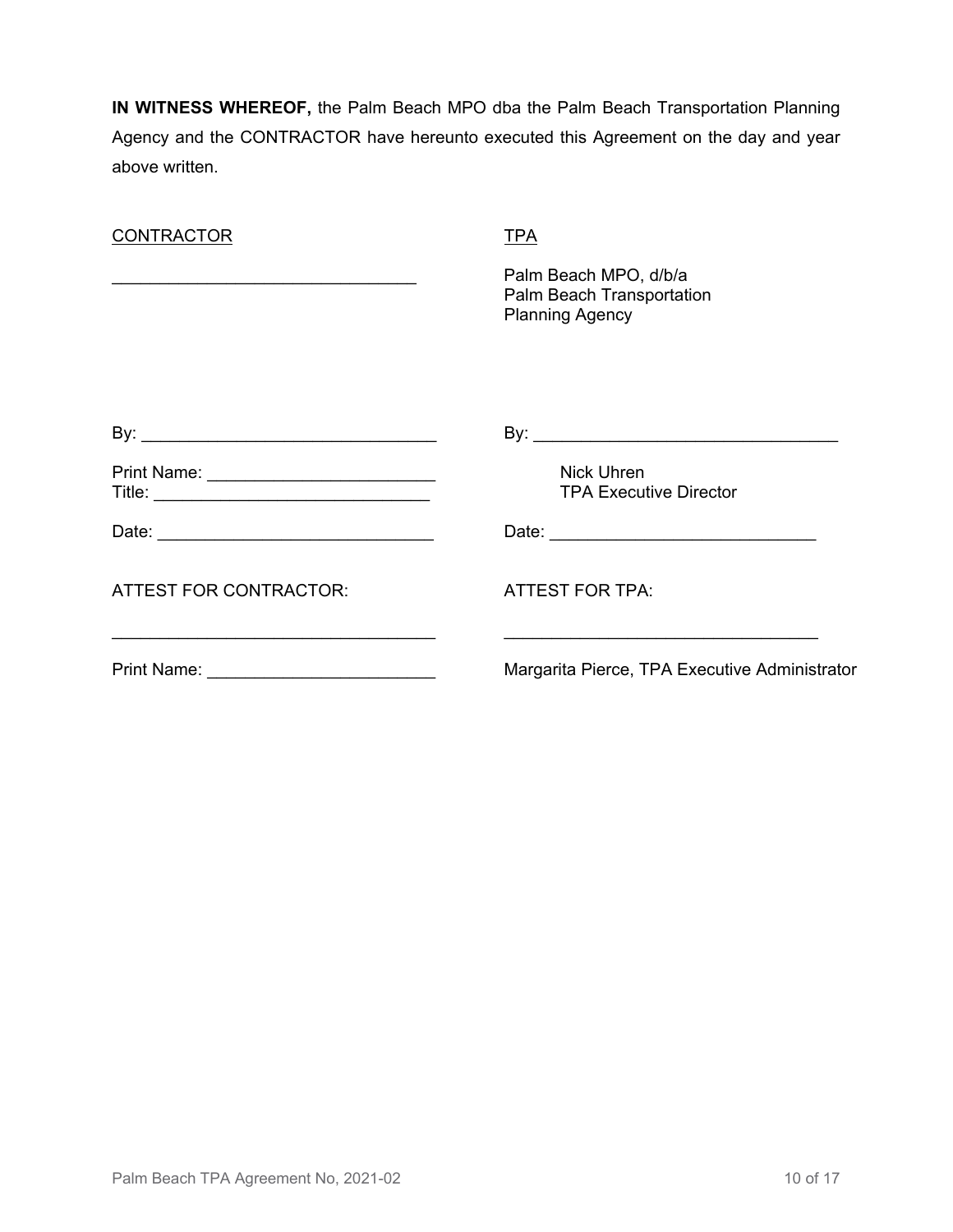**IN WITNESS WHEREOF,** the Palm Beach MPO dba the Palm Beach Transportation Planning Agency and the CONTRACTOR have hereunto executed this Agreement on the day and year above written.

| CONTRACTOR | TPA |
|---|---|
| ________________________________ | Palm Beach MPO, d/b/a Palm Beach Transportation Planning Agency |
| By: ________________________________ | By: ________________________________ |
| Print Name: ________________________ Title: ____________________________ | Nick Uhren TPA Executive Director |
| Date: ______________________________ | Date: ____________________________ |
| ATTEST FOR CONTRACTOR: | ATTEST FOR TPA: |
| __________________________________ | __________________________________ |
| Print Name: ________________________ | Margarita Pierce, TPA Executive Administrator |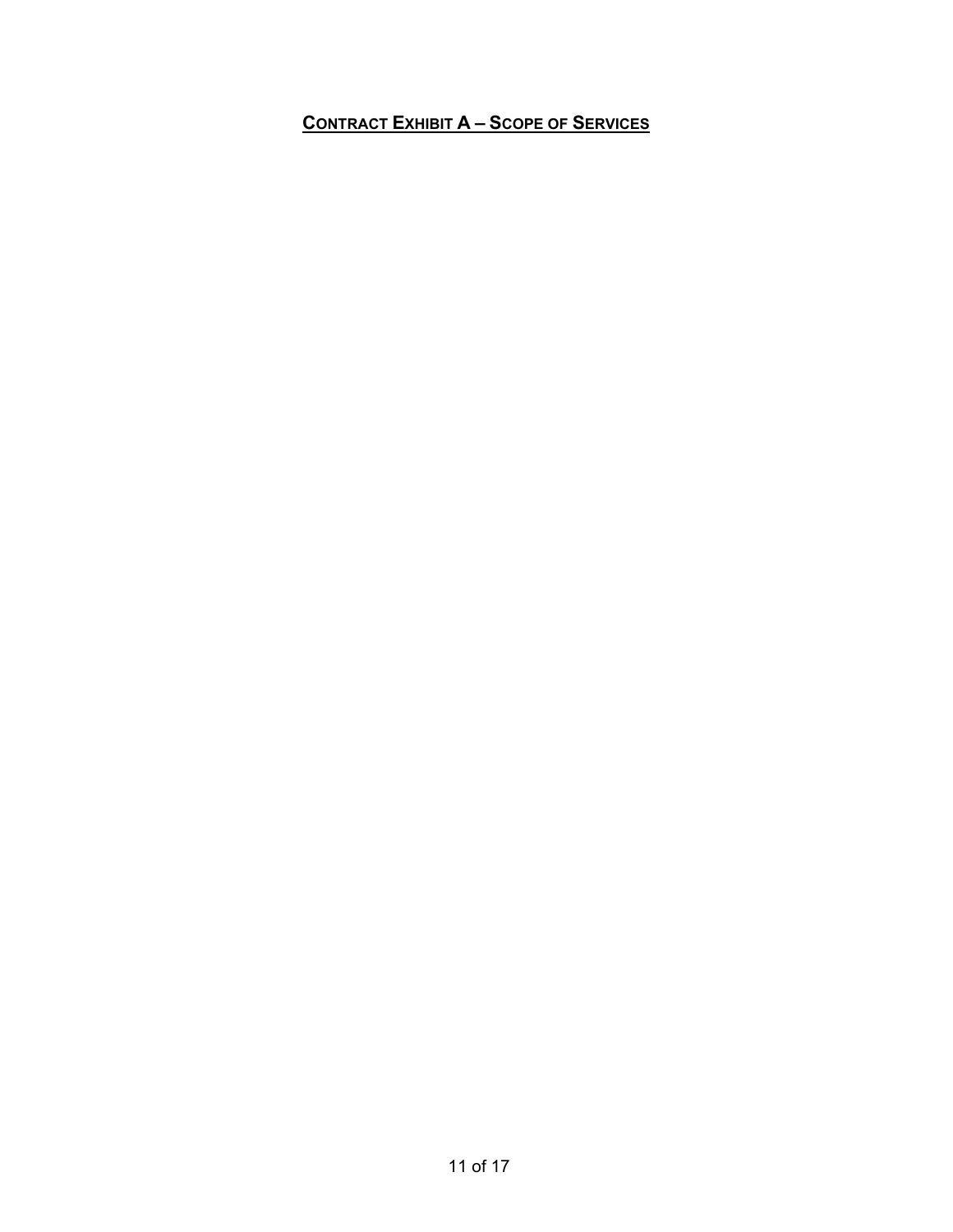## **Contract Exhibit A – Scope of Services**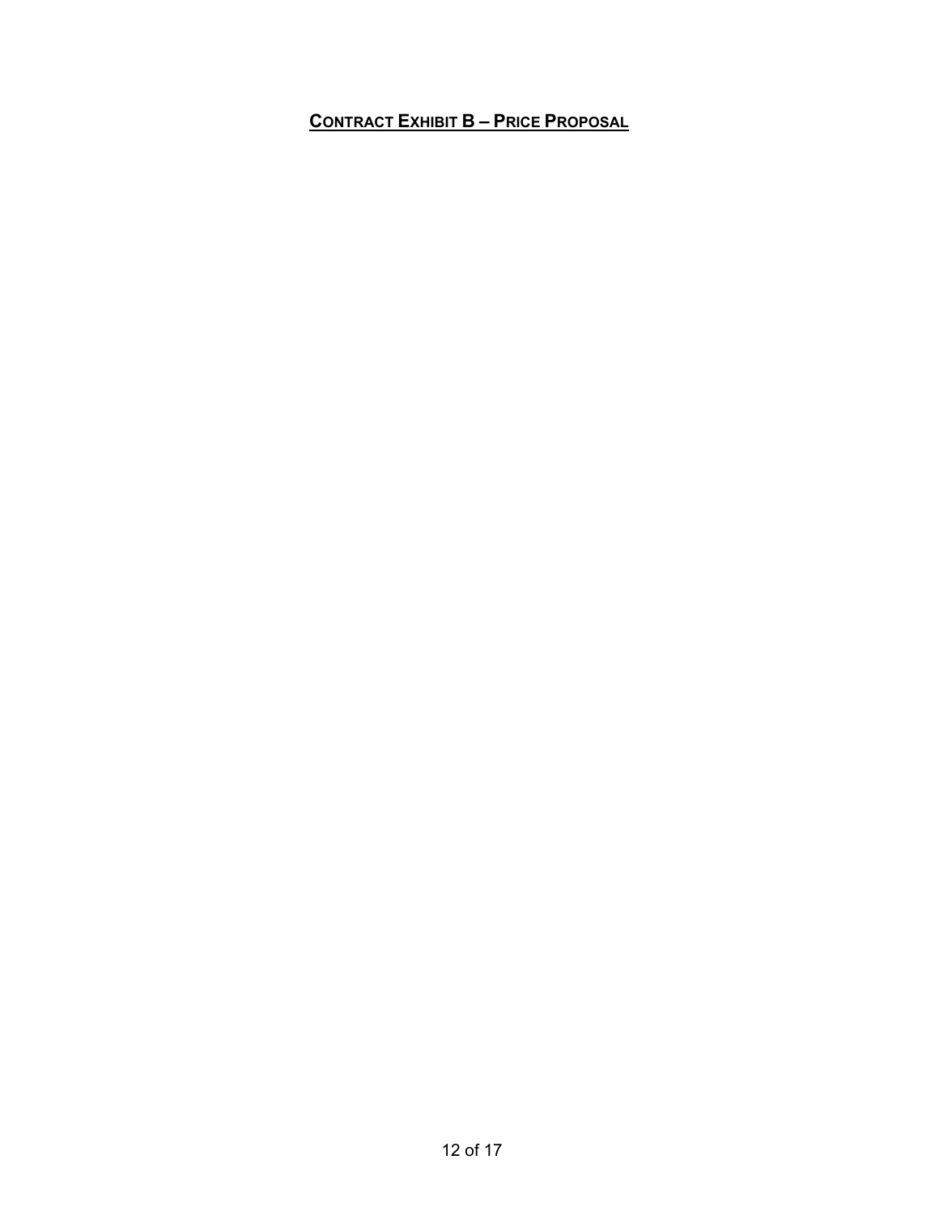# **Contract Exhibit B – Price Proposal**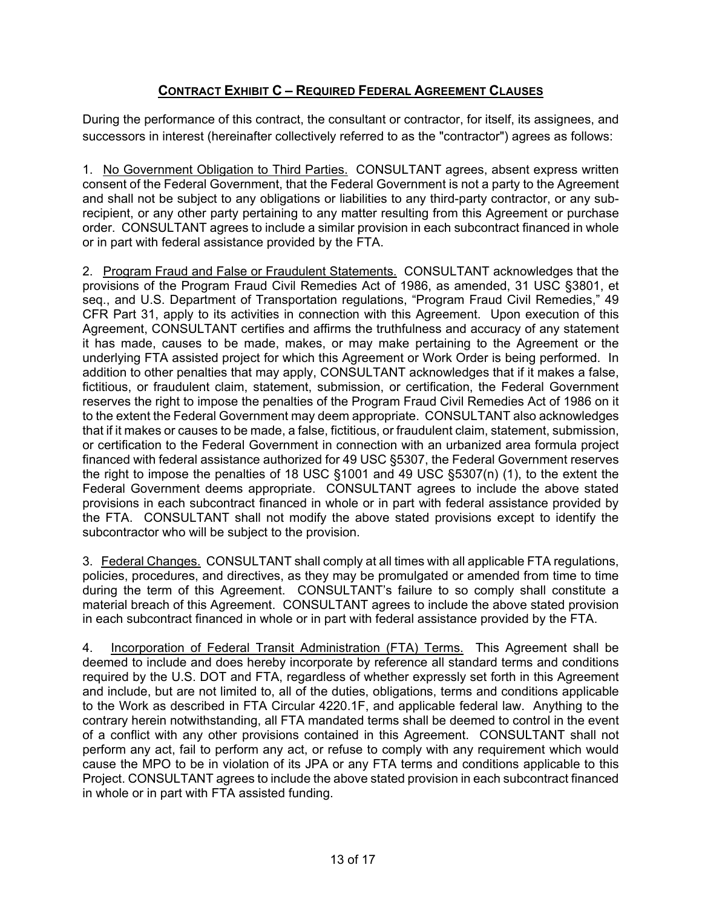## CONTRACT EXHIBIT C – REQUIRED FEDERAL AGREEMENT CLAUSES

During the performance of this contract, the consultant or contractor, for itself, its assignees, and successors in interest (hereinafter collectively referred to as the "contractor") agrees as follows:

1. No Government Obligation to Third Parties. CONSULTANT agrees, absent express written consent of the Federal Government, that the Federal Government is not a party to the Agreement and shall not be subject to any obligations or liabilities to any third-party contractor, or any sub-recipient, or any other party pertaining to any matter resulting from this Agreement or purchase order. CONSULTANT agrees to include a similar provision in each subcontract financed in whole or in part with federal assistance provided by the FTA.

2. Program Fraud and False or Fraudulent Statements. CONSULTANT acknowledges that the provisions of the Program Fraud Civil Remedies Act of 1986, as amended, 31 USC §3801, et seq., and U.S. Department of Transportation regulations, "Program Fraud Civil Remedies," 49 CFR Part 31, apply to its activities in connection with this Agreement. Upon execution of this Agreement, CONSULTANT certifies and affirms the truthfulness and accuracy of any statement it has made, causes to be made, makes, or may make pertaining to the Agreement or the underlying FTA assisted project for which this Agreement or Work Order is being performed. In addition to other penalties that may apply, CONSULTANT acknowledges that if it makes a false, fictitious, or fraudulent claim, statement, submission, or certification, the Federal Government reserves the right to impose the penalties of the Program Fraud Civil Remedies Act of 1986 on it to the extent the Federal Government may deem appropriate. CONSULTANT also acknowledges that if it makes or causes to be made, a false, fictitious, or fraudulent claim, statement, submission, or certification to the Federal Government in connection with an urbanized area formula project financed with federal assistance authorized for 49 USC §5307, the Federal Government reserves the right to impose the penalties of 18 USC §1001 and 49 USC §5307(n) (1), to the extent the Federal Government deems appropriate. CONSULTANT agrees to include the above stated provisions in each subcontract financed in whole or in part with federal assistance provided by the FTA. CONSULTANT shall not modify the above stated provisions except to identify the subcontractor who will be subject to the provision.

3. Federal Changes. CONSULTANT shall comply at all times with all applicable FTA regulations, policies, procedures, and directives, as they may be promulgated or amended from time to time during the term of this Agreement. CONSULTANT's failure to so comply shall constitute a material breach of this Agreement. CONSULTANT agrees to include the above stated provision in each subcontract financed in whole or in part with federal assistance provided by the FTA.

4. Incorporation of Federal Transit Administration (FTA) Terms. This Agreement shall be deemed to include and does hereby incorporate by reference all standard terms and conditions required by the U.S. DOT and FTA, regardless of whether expressly set forth in this Agreement and include, but are not limited to, all of the duties, obligations, terms and conditions applicable to the Work as described in FTA Circular 4220.1F, and applicable federal law. Anything to the contrary herein notwithstanding, all FTA mandated terms shall be deemed to control in the event of a conflict with any other provisions contained in this Agreement. CONSULTANT shall not perform any act, fail to perform any act, or refuse to comply with any requirement which would cause the MPO to be in violation of its JPA or any FTA terms and conditions applicable to this Project. CONSULTANT agrees to include the above stated provision in each subcontract financed in whole or in part with FTA assisted funding.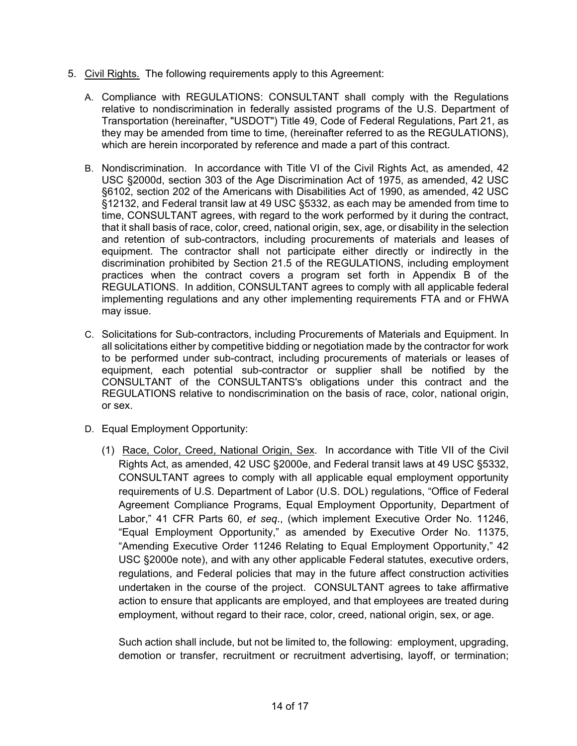5. <u>Civil Rights.</u> The following requirements apply to this Agreement:

   A. Compliance with REGULATIONS: CONSULTANT shall comply with the Regulations relative to nondiscrimination in federally assisted programs of the U.S. Department of Transportation (hereinafter, "USDOT") Title 49, Code of Federal Regulations, Part 21, as they may be amended from time to time, (hereinafter referred to as the REGULATIONS), which are herein incorporated by reference and made a part of this contract.

   B. Nondiscrimination. In accordance with Title VI of the Civil Rights Act, as amended, 42 USC §2000d, section 303 of the Age Discrimination Act of 1975, as amended, 42 USC §6102, section 202 of the Americans with Disabilities Act of 1990, as amended, 42 USC §12132, and Federal transit law at 49 USC §5332, as each may be amended from time to time, CONSULTANT agrees, with regard to the work performed by it during the contract, that it shall basis of race, color, creed, national origin, sex, age, or disability in the selection and retention of sub-contractors, including procurements of materials and leases of equipment. The contractor shall not participate either directly or indirectly in the discrimination prohibited by Section 21.5 of the REGULATIONS, including employment practices when the contract covers a program set forth in Appendix B of the REGULATIONS. In addition, CONSULTANT agrees to comply with all applicable federal implementing regulations and any other implementing requirements FTA and or FHWA may issue.

   C. Solicitations for Sub-contractors, including Procurements of Materials and Equipment. In all solicitations either by competitive bidding or negotiation made by the contractor for work to be performed under sub-contract, including procurements of materials or leases of equipment, each potential sub-contractor or supplier shall be notified by the CONSULTANT of the CONSULTANTS's obligations under this contract and the REGULATIONS relative to nondiscrimination on the basis of race, color, national origin, or sex.

   D. Equal Employment Opportunity:

      (1) <u>Race, Color, Creed, National Origin, Sex</u>. In accordance with Title VII of the Civil Rights Act, as amended, 42 USC §2000e, and Federal transit laws at 49 USC §5332, CONSULTANT agrees to comply with all applicable equal employment opportunity requirements of U.S. Department of Labor (U.S. DOL) regulations, "Office of Federal Agreement Compliance Programs, Equal Employment Opportunity, Department of Labor," 41 CFR Parts 60, *et seq*., (which implement Executive Order No. 11246, "Equal Employment Opportunity," as amended by Executive Order No. 11375, "Amending Executive Order 11246 Relating to Equal Employment Opportunity," 42 USC §2000e note), and with any other applicable Federal statutes, executive orders, regulations, and Federal policies that may in the future affect construction activities undertaken in the course of the project. CONSULTANT agrees to take affirmative action to ensure that applicants are employed, and that employees are treated during employment, without regard to their race, color, creed, national origin, sex, or age.

      Such action shall include, but not be limited to, the following: employment, upgrading, demotion or transfer, recruitment or recruitment advertising, layoff, or termination;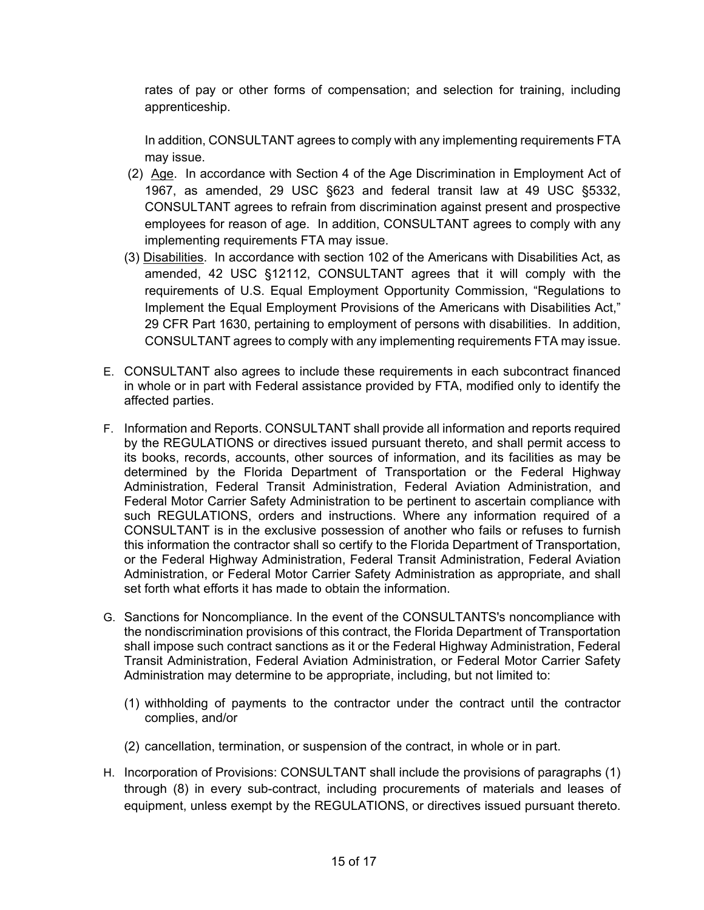rates of pay or other forms of compensation; and selection for training, including apprenticeship.

In addition, CONSULTANT agrees to comply with any implementing requirements FTA may issue.

(2) Age. In accordance with Section 4 of the Age Discrimination in Employment Act of 1967, as amended, 29 USC §623 and federal transit law at 49 USC §5332, CONSULTANT agrees to refrain from discrimination against present and prospective employees for reason of age. In addition, CONSULTANT agrees to comply with any implementing requirements FTA may issue.

(3) Disabilities. In accordance with section 102 of the Americans with Disabilities Act, as amended, 42 USC §12112, CONSULTANT agrees that it will comply with the requirements of U.S. Equal Employment Opportunity Commission, "Regulations to Implement the Equal Employment Provisions of the Americans with Disabilities Act," 29 CFR Part 1630, pertaining to employment of persons with disabilities. In addition, CONSULTANT agrees to comply with any implementing requirements FTA may issue.

E. CONSULTANT also agrees to include these requirements in each subcontract financed in whole or in part with Federal assistance provided by FTA, modified only to identify the affected parties.

F. Information and Reports. CONSULTANT shall provide all information and reports required by the REGULATIONS or directives issued pursuant thereto, and shall permit access to its books, records, accounts, other sources of information, and its facilities as may be determined by the Florida Department of Transportation or the Federal Highway Administration, Federal Transit Administration, Federal Aviation Administration, and Federal Motor Carrier Safety Administration to be pertinent to ascertain compliance with such REGULATIONS, orders and instructions. Where any information required of a CONSULTANT is in the exclusive possession of another who fails or refuses to furnish this information the contractor shall so certify to the Florida Department of Transportation, or the Federal Highway Administration, Federal Transit Administration, Federal Aviation Administration, or Federal Motor Carrier Safety Administration as appropriate, and shall set forth what efforts it has made to obtain the information.

G. Sanctions for Noncompliance. In the event of the CONSULTANTS's noncompliance with the nondiscrimination provisions of this contract, the Florida Department of Transportation shall impose such contract sanctions as it or the Federal Highway Administration, Federal Transit Administration, Federal Aviation Administration, or Federal Motor Carrier Safety Administration may determine to be appropriate, including, but not limited to:

(1) withholding of payments to the contractor under the contract until the contractor complies, and/or

(2) cancellation, termination, or suspension of the contract, in whole or in part.

H. Incorporation of Provisions: CONSULTANT shall include the provisions of paragraphs (1) through (8) in every sub-contract, including procurements of materials and leases of equipment, unless exempt by the REGULATIONS, or directives issued pursuant thereto.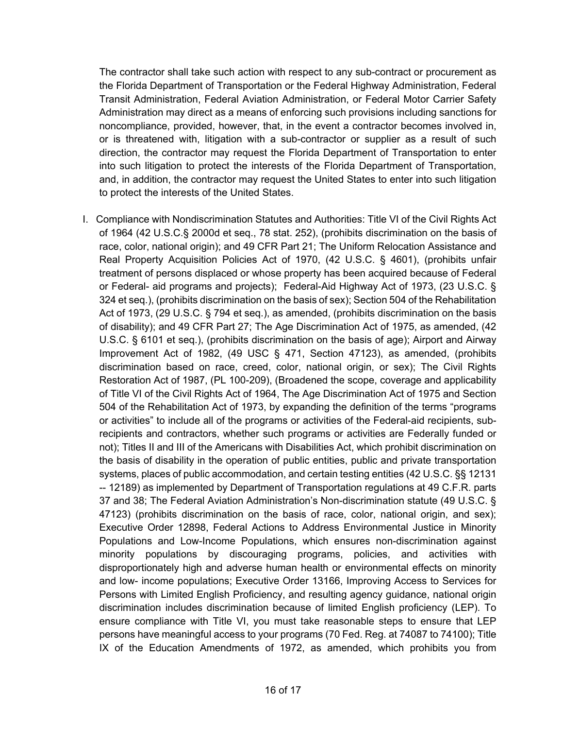The contractor shall take such action with respect to any sub-contract or procurement as the Florida Department of Transportation or the Federal Highway Administration, Federal Transit Administration, Federal Aviation Administration, or Federal Motor Carrier Safety Administration may direct as a means of enforcing such provisions including sanctions for noncompliance, provided, however, that, in the event a contractor becomes involved in, or is threatened with, litigation with a sub-contractor or supplier as a result of such direction, the contractor may request the Florida Department of Transportation to enter into such litigation to protect the interests of the Florida Department of Transportation, and, in addition, the contractor may request the United States to enter into such litigation to protect the interests of the United States.

I. Compliance with Nondiscrimination Statutes and Authorities: Title VI of the Civil Rights Act of 1964 (42 U.S.C.§ 2000d et seq., 78 stat. 252), (prohibits discrimination on the basis of race, color, national origin); and 49 CFR Part 21; The Uniform Relocation Assistance and Real Property Acquisition Policies Act of 1970, (42 U.S.C. § 4601), (prohibits unfair treatment of persons displaced or whose property has been acquired because of Federal or Federal- aid programs and projects); Federal-Aid Highway Act of 1973, (23 U.S.C. § 324 et seq.), (prohibits discrimination on the basis of sex); Section 504 of the Rehabilitation Act of 1973, (29 U.S.C. § 794 et seq.), as amended, (prohibits discrimination on the basis of disability); and 49 CFR Part 27; The Age Discrimination Act of 1975, as amended, (42 U.S.C. § 6101 et seq.), (prohibits discrimination on the basis of age); Airport and Airway Improvement Act of 1982, (49 USC § 471, Section 47123), as amended, (prohibits discrimination based on race, creed, color, national origin, or sex); The Civil Rights Restoration Act of 1987, (PL 100-209), (Broadened the scope, coverage and applicability of Title VI of the Civil Rights Act of 1964, The Age Discrimination Act of 1975 and Section 504 of the Rehabilitation Act of 1973, by expanding the definition of the terms "programs or activities" to include all of the programs or activities of the Federal-aid recipients, sub-recipients and contractors, whether such programs or activities are Federally funded or not); Titles II and III of the Americans with Disabilities Act, which prohibit discrimination on the basis of disability in the operation of public entities, public and private transportation systems, places of public accommodation, and certain testing entities (42 U.S.C. §§ 12131 -- 12189) as implemented by Department of Transportation regulations at 49 C.F.R. parts 37 and 38; The Federal Aviation Administration's Non-discrimination statute (49 U.S.C. § 47123) (prohibits discrimination on the basis of race, color, national origin, and sex); Executive Order 12898, Federal Actions to Address Environmental Justice in Minority Populations and Low-Income Populations, which ensures non-discrimination against minority populations by discouraging programs, policies, and activities with disproportionately high and adverse human health or environmental effects on minority and low- income populations; Executive Order 13166, Improving Access to Services for Persons with Limited English Proficiency, and resulting agency guidance, national origin discrimination includes discrimination because of limited English proficiency (LEP). To ensure compliance with Title VI, you must take reasonable steps to ensure that LEP persons have meaningful access to your programs (70 Fed. Reg. at 74087 to 74100); Title IX of the Education Amendments of 1972, as amended, which prohibits you from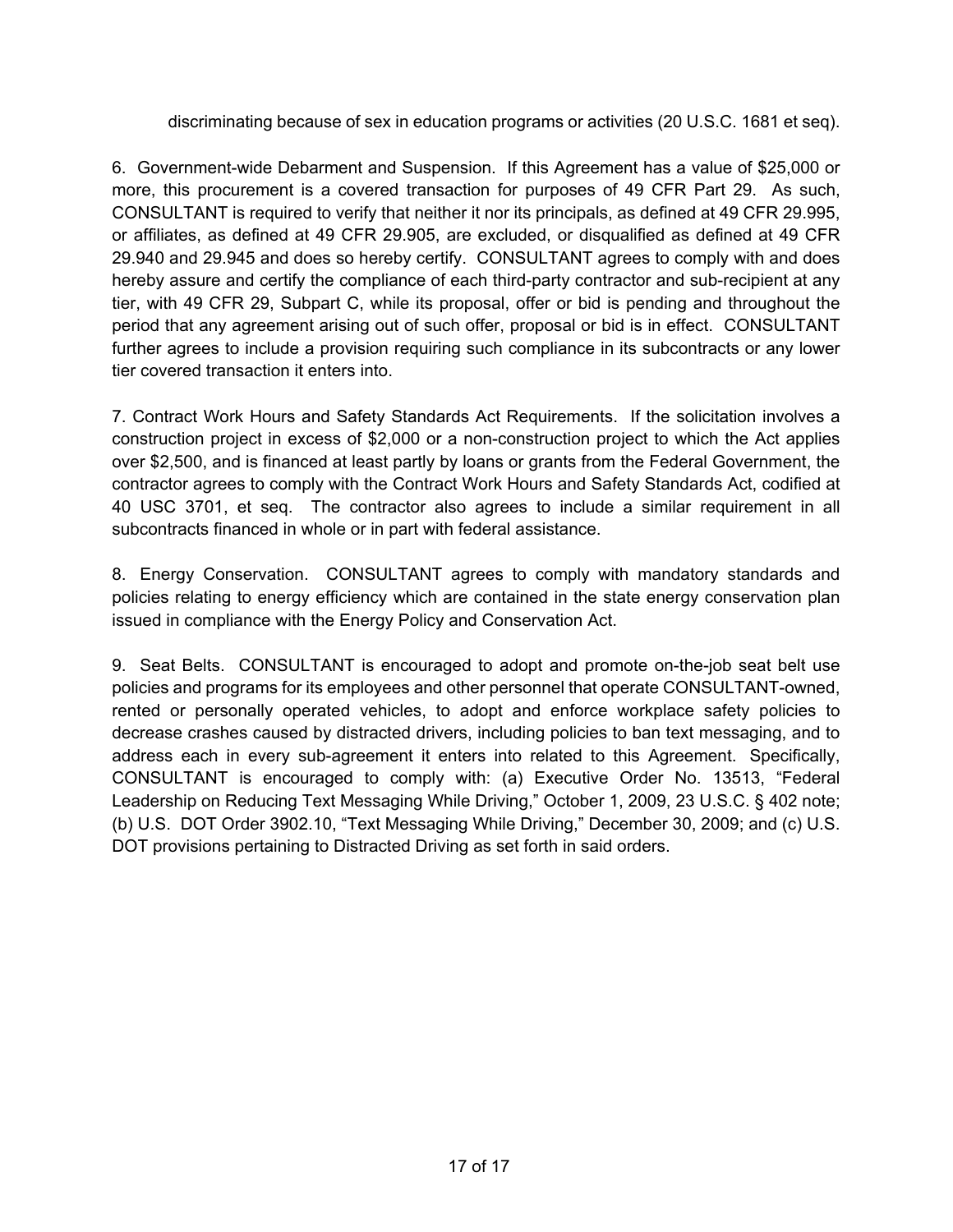discriminating because of sex in education programs or activities (20 U.S.C. 1681 et seq).

6. Government-wide Debarment and Suspension. If this Agreement has a value of $25,000 or more, this procurement is a covered transaction for purposes of 49 CFR Part 29. As such, CONSULTANT is required to verify that neither it nor its principals, as defined at 49 CFR 29.995, or affiliates, as defined at 49 CFR 29.905, are excluded, or disqualified as defined at 49 CFR 29.940 and 29.945 and does so hereby certify. CONSULTANT agrees to comply with and does hereby assure and certify the compliance of each third-party contractor and sub-recipient at any tier, with 49 CFR 29, Subpart C, while its proposal, offer or bid is pending and throughout the period that any agreement arising out of such offer, proposal or bid is in effect. CONSULTANT further agrees to include a provision requiring such compliance in its subcontracts or any lower tier covered transaction it enters into.

7. Contract Work Hours and Safety Standards Act Requirements. If the solicitation involves a construction project in excess of $2,000 or a non-construction project to which the Act applies over $2,500, and is financed at least partly by loans or grants from the Federal Government, the contractor agrees to comply with the Contract Work Hours and Safety Standards Act, codified at 40 USC 3701, et seq. The contractor also agrees to include a similar requirement in all subcontracts financed in whole or in part with federal assistance.

8. Energy Conservation. CONSULTANT agrees to comply with mandatory standards and policies relating to energy efficiency which are contained in the state energy conservation plan issued in compliance with the Energy Policy and Conservation Act.

9. Seat Belts. CONSULTANT is encouraged to adopt and promote on-the-job seat belt use policies and programs for its employees and other personnel that operate CONSULTANT-owned, rented or personally operated vehicles, to adopt and enforce workplace safety policies to decrease crashes caused by distracted drivers, including policies to ban text messaging, and to address each in every sub-agreement it enters into related to this Agreement. Specifically, CONSULTANT is encouraged to comply with: (a) Executive Order No. 13513, "Federal Leadership on Reducing Text Messaging While Driving," October 1, 2009, 23 U.S.C. § 402 note; (b) U.S. DOT Order 3902.10, "Text Messaging While Driving," December 30, 2009; and (c) U.S. DOT provisions pertaining to Distracted Driving as set forth in said orders.